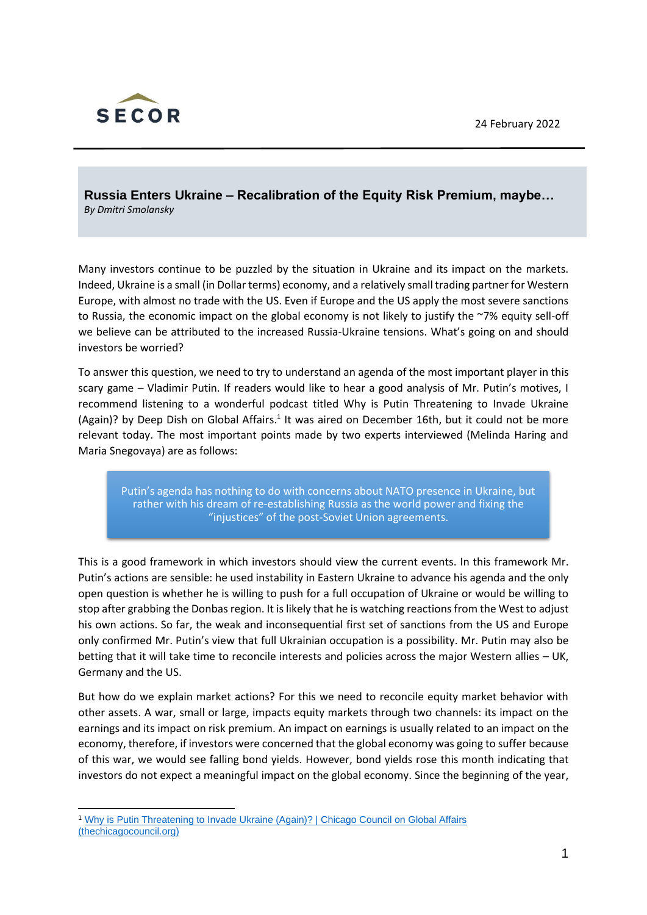SECOR

24 February 2022

# Russia Enters Ukraine – Recalibration of the Equity Risk Premium, maybe…

*By Dmitri Smolansky*

Many investors continue to be puzzled by the situation in Ukraine and its impact on the markets. Indeed, Ukraine is a small (in Dollar terms) economy, and a relatively small trading partner for Western Europe, with almost no trade with the US. Even if Europe and the US apply the most severe sanctions to Russia, the economic impact on the global economy is not likely to justify the ~7% equity sell-off we believe can be attributed to the increased Russia-Ukraine tensions. What's going on and should investors be worried?

To answer this question, we need to try to understand an agenda of the most important player in this scary game – Vladimir Putin. If readers would like to hear a good analysis of Mr. Putin's motives, I recommend listening to a wonderful podcast titled Why is Putin Threatening to Invade Ukraine (Again)? by Deep Dish on Global Affairs.[1] It was aired on December 16th, but it could not be more relevant today. The most important points made by two experts interviewed (Melinda Haring and Maria Snegovaya) are as follows:

> Putin's agenda has nothing to do with concerns about NATO presence in Ukraine, but rather with his dream of re-establishing Russia as the world power and fixing the "injustices" of the post-Soviet Union agreements.

This is a good framework in which investors should view the current events. In this framework Mr. Putin's actions are sensible: he used instability in Eastern Ukraine to advance his agenda and the only open question is whether he is willing to push for a full occupation of Ukraine or would be willing to stop after grabbing the Donbas region. It is likely that he is watching reactions from the West to adjust his own actions. So far, the weak and inconsequential first set of sanctions from the US and Europe only confirmed Mr. Putin's view that full Ukrainian occupation is a possibility. Mr. Putin may also be betting that it will take time to reconcile interests and policies across the major Western allies – UK, Germany and the US.

But how do we explain market actions? For this we need to reconcile equity market behavior with other assets. A war, small or large, impacts equity markets through two channels: its impact on the earnings and its impact on risk premium. An impact on earnings is usually related to an impact on the economy, therefore, if investors were concerned that the global economy was going to suffer because of this war, we would see falling bond yields. However, bond yields rose this month indicating that investors do not expect a meaningful impact on the global economy. Since the beginning of the year,

---

[1] Why is Putin Threatening to Invade Ukraine (Again)? | Chicago Council on Global Affairs (thechicagocouncil.org)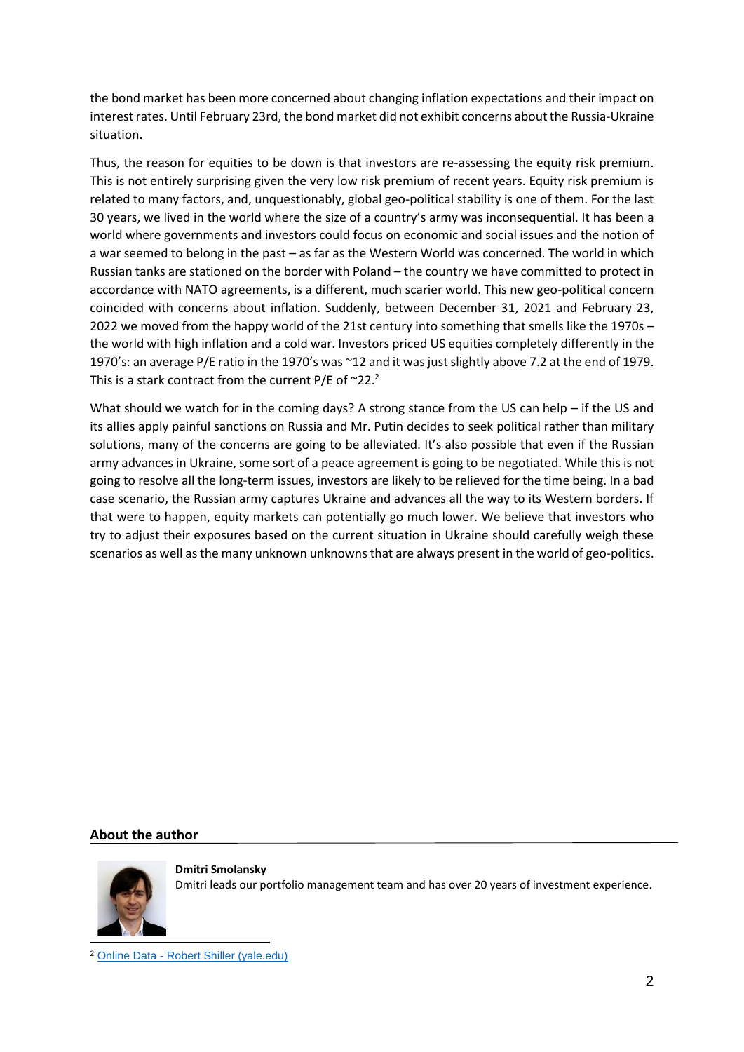the bond market has been more concerned about changing inflation expectations and their impact on interest rates. Until February 23rd, the bond market did not exhibit concerns about the Russia-Ukraine situation.

Thus, the reason for equities to be down is that investors are re-assessing the equity risk premium. This is not entirely surprising given the very low risk premium of recent years. Equity risk premium is related to many factors, and, unquestionably, global geo-political stability is one of them. For the last 30 years, we lived in the world where the size of a country's army was inconsequential. It has been a world where governments and investors could focus on economic and social issues and the notion of a war seemed to belong in the past – as far as the Western World was concerned. The world in which Russian tanks are stationed on the border with Poland – the country we have committed to protect in accordance with NATO agreements, is a different, much scarier world. This new geo-political concern coincided with concerns about inflation. Suddenly, between December 31, 2021 and February 23, 2022 we moved from the happy world of the 21st century into something that smells like the 1970s – the world with high inflation and a cold war. Investors priced US equities completely differently in the 1970's: an average P/E ratio in the 1970's was ~12 and it was just slightly above 7.2 at the end of 1979. This is a stark contract from the current P/E of ~22.[2]

What should we watch for in the coming days? A strong stance from the US can help – if the US and its allies apply painful sanctions on Russia and Mr. Putin decides to seek political rather than military solutions, many of the concerns are going to be alleviated. It's also possible that even if the Russian army advances in Ukraine, some sort of a peace agreement is going to be negotiated. While this is not going to resolve all the long-term issues, investors are likely to be relieved for the time being. In a bad case scenario, the Russian army captures Ukraine and advances all the way to its Western borders. If that were to happen, equity markets can potentially go much lower. We believe that investors who try to adjust their exposures based on the current situation in Ukraine should carefully weigh these scenarios as well as the many unknown unknowns that are always present in the world of geo-politics.

## About the author

**Dmitri Smolansky**

Dmitri leads our portfolio management team and has over 20 years of investment experience.

[2] Online Data - Robert Shiller (yale.edu)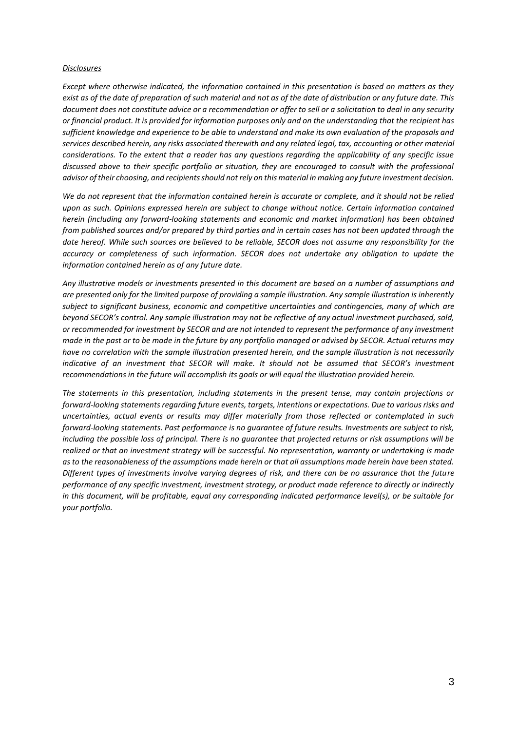*Disclosures*

*Except where otherwise indicated, the information contained in this presentation is based on matters as they exist as of the date of preparation of such material and not as of the date of distribution or any future date. This document does not constitute advice or a recommendation or offer to sell or a solicitation to deal in any security or financial product. It is provided for information purposes only and on the understanding that the recipient has sufficient knowledge and experience to be able to understand and make its own evaluation of the proposals and services described herein, any risks associated therewith and any related legal, tax, accounting or other material considerations. To the extent that a reader has any questions regarding the applicability of any specific issue discussed above to their specific portfolio or situation, they are encouraged to consult with the professional advisor of their choosing, and recipients should not rely on this material in making any future investment decision.*

*We do not represent that the information contained herein is accurate or complete, and it should not be relied upon as such. Opinions expressed herein are subject to change without notice. Certain information contained herein (including any forward-looking statements and economic and market information) has been obtained from published sources and/or prepared by third parties and in certain cases has not been updated through the date hereof. While such sources are believed to be reliable, SECOR does not assume any responsibility for the accuracy or completeness of such information. SECOR does not undertake any obligation to update the information contained herein as of any future date.*

*Any illustrative models or investments presented in this document are based on a number of assumptions and are presented only for the limited purpose of providing a sample illustration. Any sample illustration is inherently subject to significant business, economic and competitive uncertainties and contingencies, many of which are beyond SECOR's control. Any sample illustration may not be reflective of any actual investment purchased, sold, or recommended for investment by SECOR and are not intended to represent the performance of any investment made in the past or to be made in the future by any portfolio managed or advised by SECOR. Actual returns may have no correlation with the sample illustration presented herein, and the sample illustration is not necessarily indicative of an investment that SECOR will make. It should not be assumed that SECOR's investment recommendations in the future will accomplish its goals or will equal the illustration provided herein.*

*The statements in this presentation, including statements in the present tense, may contain projections or forward-looking statements regarding future events, targets, intentions or expectations. Due to various risks and uncertainties, actual events or results may differ materially from those reflected or contemplated in such forward-looking statements. Past performance is no guarantee of future results. Investments are subject to risk, including the possible loss of principal. There is no guarantee that projected returns or risk assumptions will be realized or that an investment strategy will be successful. No representation, warranty or undertaking is made as to the reasonableness of the assumptions made herein or that all assumptions made herein have been stated. Different types of investments involve varying degrees of risk, and there can be no assurance that the future performance of any specific investment, investment strategy, or product made reference to directly or indirectly in this document, will be profitable, equal any corresponding indicated performance level(s), or be suitable for your portfolio.*